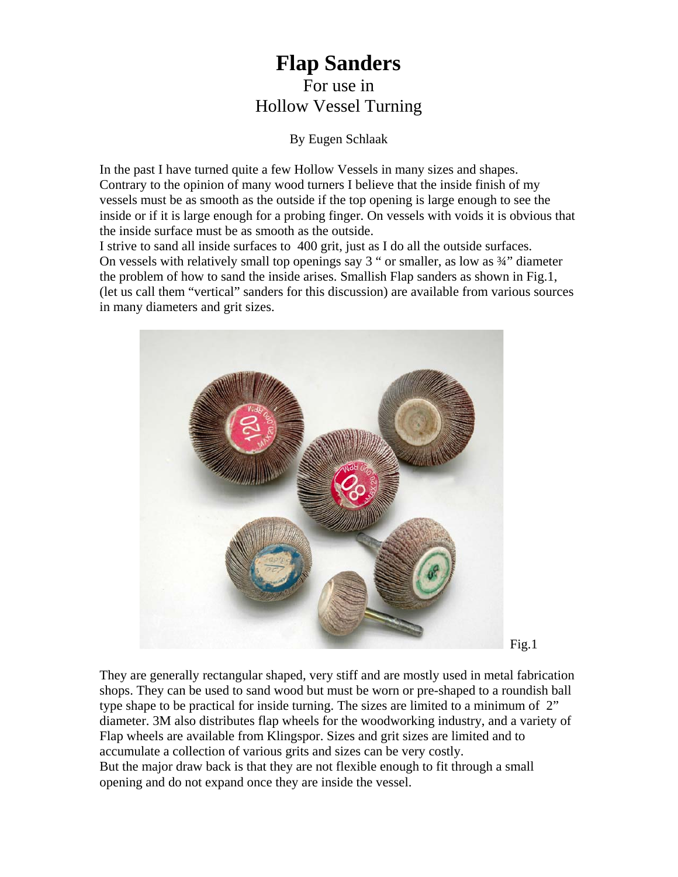# Flap Sanders

For use in
Hollow Vessel Turning

By Eugen Schlaak

In the past I have turned quite a few Hollow Vessels in many sizes and shapes. Contrary to the opinion of many wood turners I believe that the inside finish of my vessels must be as smooth as the outside if the top opening is large enough to see the inside or if it is large enough for a probing finger. On vessels with voids it is obvious that the inside surface must be as smooth as the outside.
I strive to sand all inside surfaces to 400 grit, just as I do all the outside surfaces.
On vessels with relatively small top openings say 3 " or smaller, as low as ¾" diameter the problem of how to sand the inside arises. Smallish Flap sanders as shown in Fig.1, (let us call them "vertical" sanders for this discussion) are available from various sources in many diameters and grit sizes.

Fig.1

They are generally rectangular shaped, very stiff and are mostly used in metal fabrication shops. They can be used to sand wood but must be worn or pre-shaped to a roundish ball type shape to be practical for inside turning. The sizes are limited to a minimum of 2" diameter. 3M also distributes flap wheels for the woodworking industry, and a variety of Flap wheels are available from Klingspor. Sizes and grit sizes are limited and to accumulate a collection of various grits and sizes can be very costly.
But the major draw back is that they are not flexible enough to fit through a small opening and do not expand once they are inside the vessel.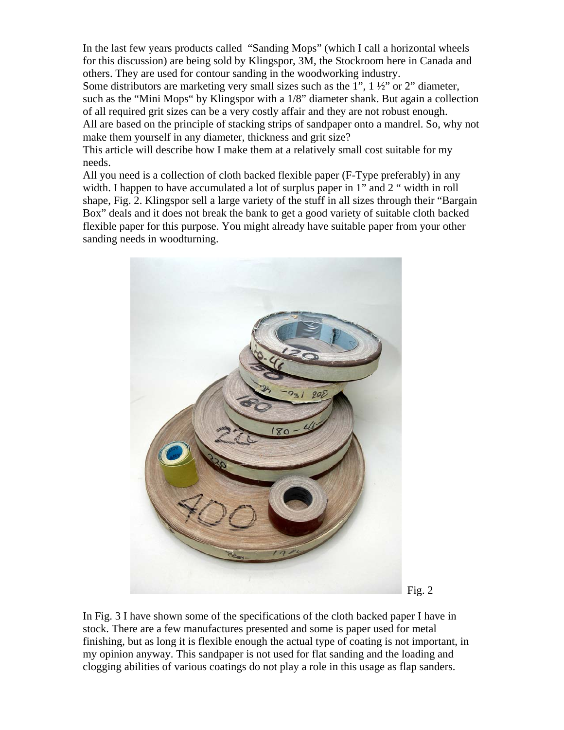In the last few years products called "Sanding Mops" (which I call a horizontal wheels for this discussion) are being sold by Klingspor, 3M, the Stockroom here in Canada and others. They are used for contour sanding in the woodworking industry.

Some distributors are marketing very small sizes such as the 1", 1 ½" or 2" diameter, such as the "Mini Mops" by Klingspor with a 1/8" diameter shank. But again a collection of all required grit sizes can be a very costly affair and they are not robust enough.

All are based on the principle of stacking strips of sandpaper onto a mandrel. So, why not make them yourself in any diameter, thickness and grit size?

This article will describe how I make them at a relatively small cost suitable for my needs.

All you need is a collection of cloth backed flexible paper (F-Type preferably) in any width. I happen to have accumulated a lot of surplus paper in 1" and 2 " width in roll shape, Fig. 2. Klingspor sell a large variety of the stuff in all sizes through their "Bargain Box" deals and it does not break the bank to get a good variety of suitable cloth backed flexible paper for this purpose. You might already have suitable paper from your other sanding needs in woodturning.

Fig. 2

In Fig. 3 I have shown some of the specifications of the cloth backed paper I have in stock. There are a few manufactures presented and some is paper used for metal finishing, but as long it is flexible enough the actual type of coating is not important, in my opinion anyway. This sandpaper is not used for flat sanding and the loading and clogging abilities of various coatings do not play a role in this usage as flap sanders.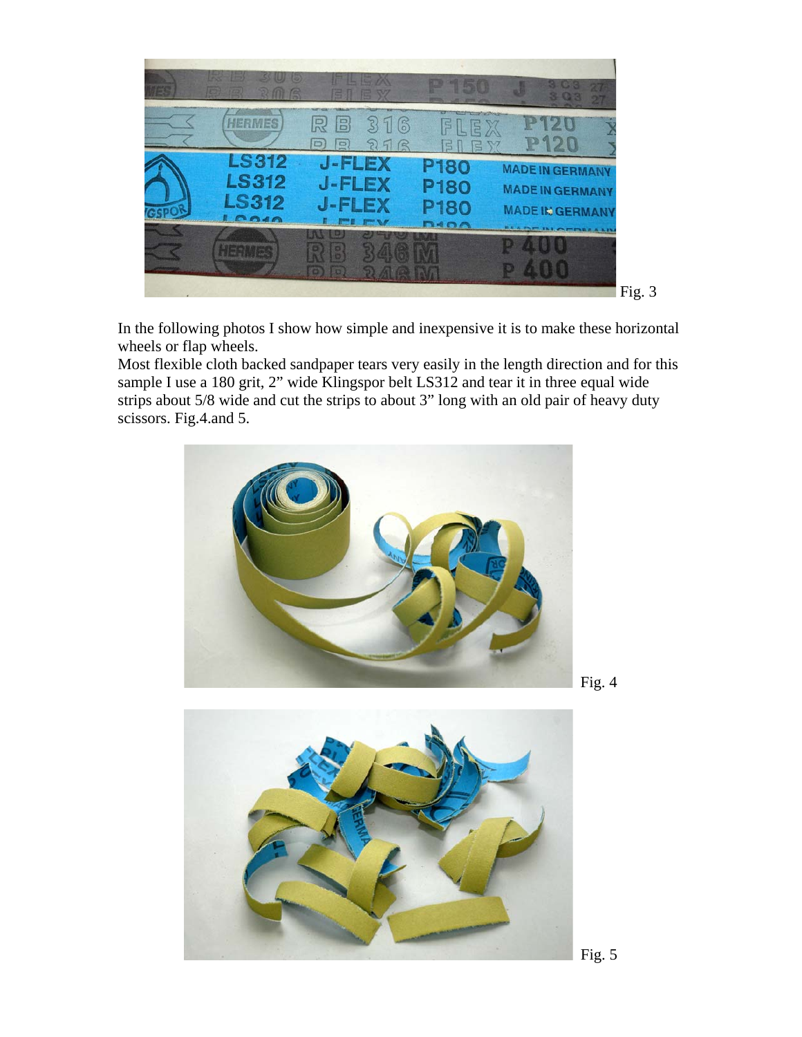Fig. 3

In the following photos I show how simple and inexpensive it is to make these horizontal wheels or flap wheels.
Most flexible cloth backed sandpaper tears very easily in the length direction and for this sample I use a 180 grit, 2" wide Klingspor belt LS312 and tear it in three equal wide strips about 5/8 wide and cut the strips to about 3" long with an old pair of heavy duty scissors. Fig.4.and 5.

Fig. 4

Fig. 5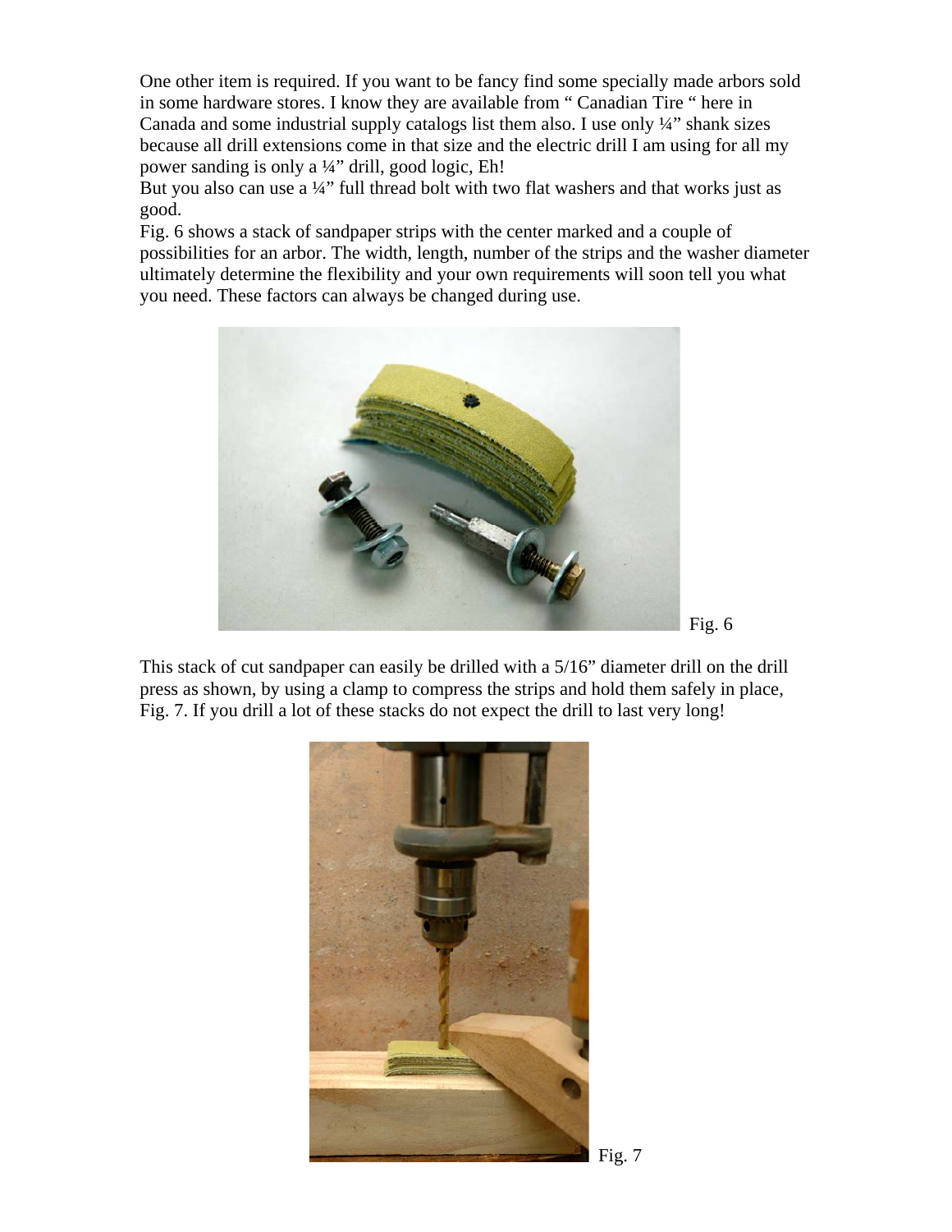One other item is required. If you want to be fancy find some specially made arbors sold in some hardware stores. I know they are available from " Canadian Tire " here in Canada and some industrial supply catalogs list them also. I use only ¼" shank sizes because all drill extensions come in that size and the electric drill I am using for all my power sanding is only a ¼" drill, good logic, Eh!

But you also can use a ¼" full thread bolt with two flat washers and that works just as good.

Fig. 6 shows a stack of sandpaper strips with the center marked and a couple of possibilities for an arbor. The width, length, number of the strips and the washer diameter ultimately determine the flexibility and your own requirements will soon tell you what you need. These factors can always be changed during use.

Fig. 6

This stack of cut sandpaper can easily be drilled with a 5/16" diameter drill on the drill press as shown, by using a clamp to compress the strips and hold them safely in place, Fig. 7. If you drill a lot of these stacks do not expect the drill to last very long!

Fig. 7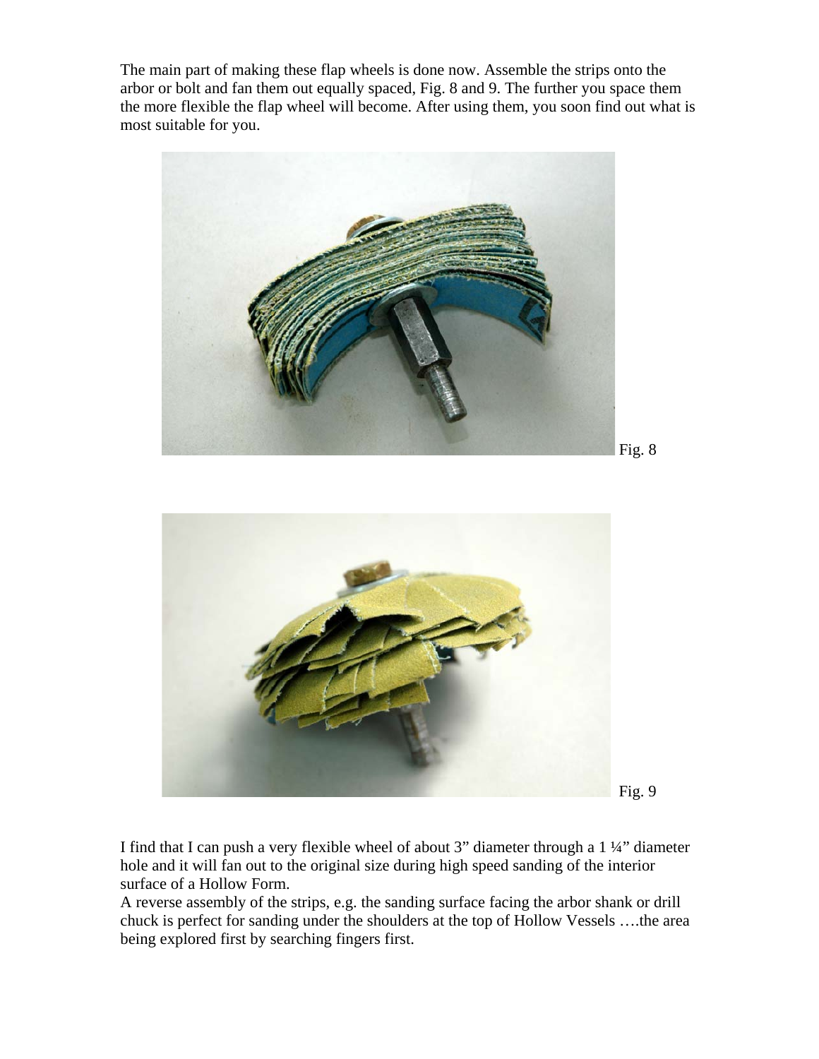The main part of making these flap wheels is done now. Assemble the strips onto the arbor or bolt and fan them out equally spaced, Fig. 8 and 9. The further you space them the more flexible the flap wheel will become. After using them, you soon find out what is most suitable for you.

Fig. 8

Fig. 9

I find that I can push a very flexible wheel of about 3" diameter through a 1 ¼" diameter hole and it will fan out to the original size during high speed sanding of the interior surface of a Hollow Form.

A reverse assembly of the strips, e.g. the sanding surface facing the arbor shank or drill chuck is perfect for sanding under the shoulders at the top of Hollow Vessels ….the area being explored first by searching fingers first.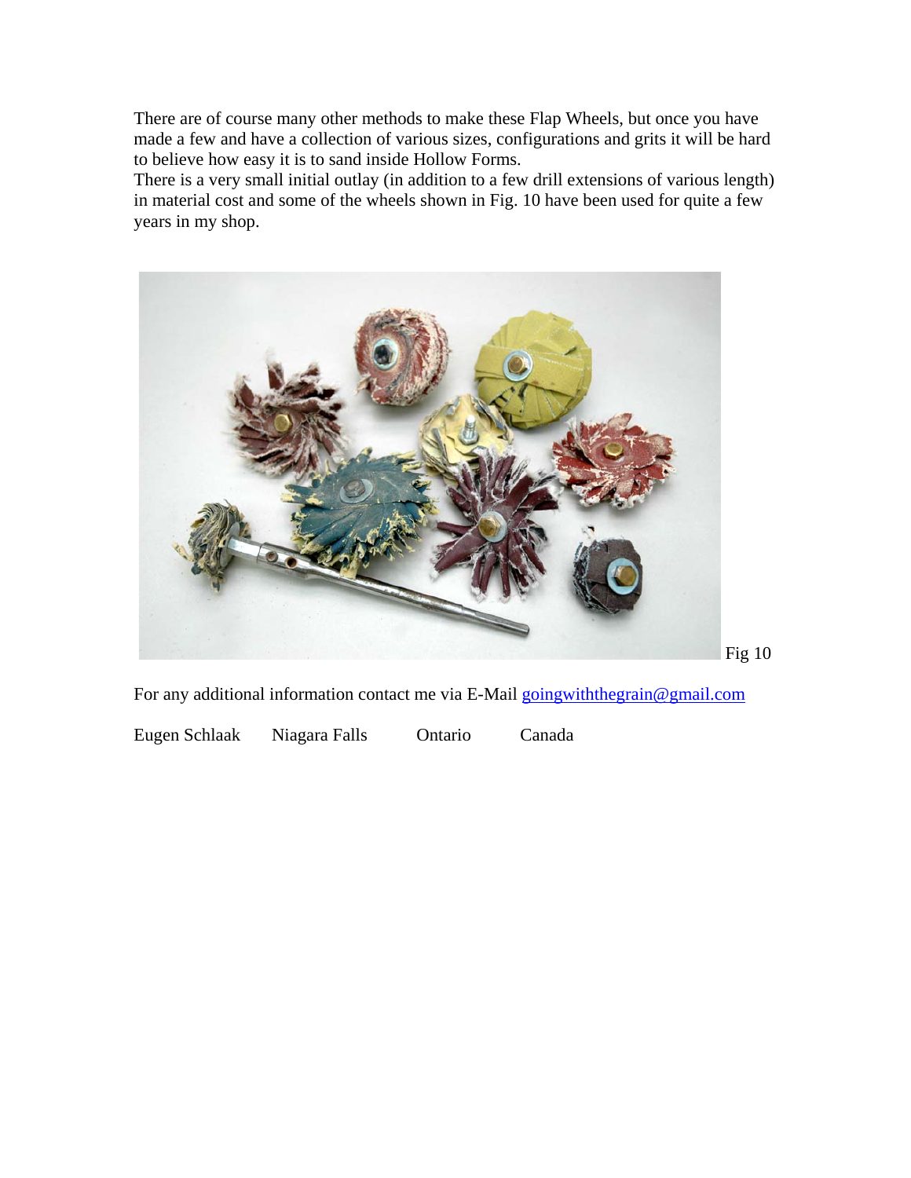There are of course many other methods to make these Flap Wheels, but once you have made a few and have a collection of various sizes, configurations and grits it will be hard to believe how easy it is to sand inside Hollow Forms.
There is a very small initial outlay (in addition to a few drill extensions of various length) in material cost and some of the wheels shown in Fig. 10 have been used for quite a few years in my shop.

Fig 10

For any additional information contact me via E-Mail goingwiththegrain@gmail.com

Eugen Schlaak    Niagara Falls    Ontario    Canada